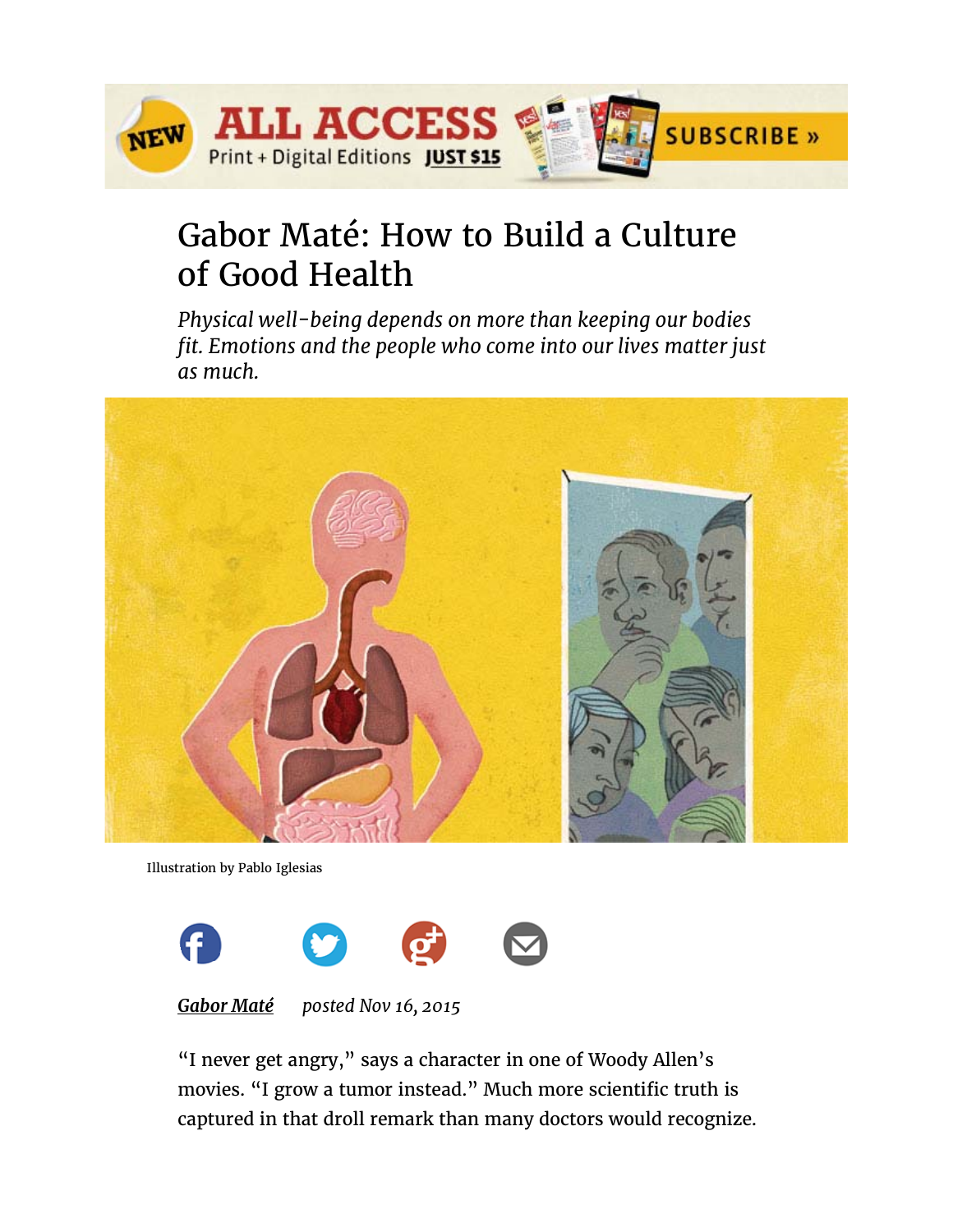NEW ALL ACCESS Print + Digital Editions JUST $15 SUBSCRIBE »

# Gabor Maté: How to Build a Culture of Good Health

*Physical well-being depends on more than keeping our bodies fit. Emotions and the people who come into our lives matter just as much.*

Illustration by Pablo Iglesias

**Gabor Maté** *posted Nov 16, 2015*

"I never get angry," says a character in one of Woody Allen's movies. "I grow a tumor instead." Much more scientific truth is captured in that droll remark than many doctors would recognize.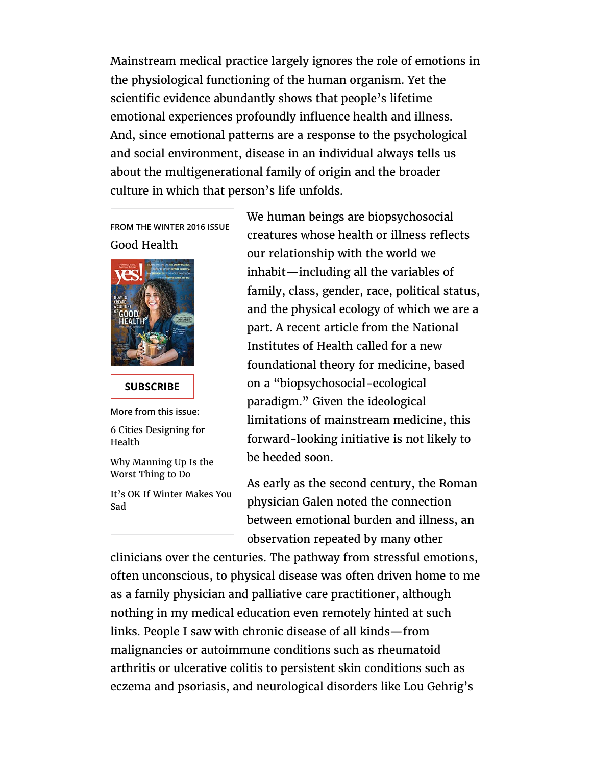Mainstream medical practice largely ignores the role of emotions in the physiological functioning of the human organism. Yet the scientific evidence abundantly shows that people's lifetime emotional experiences profoundly influence health and illness. And, since emotional patterns are a response to the psychological and social environment, disease in an individual always tells us about the multigenerational family of origin and the broader culture in which that person's life unfolds.

FROM THE WINTER 2016 ISSUE

Good Health

SUBSCRIBE

More from this issue:

6 Cities Designing for Health

Why Manning Up Is the Worst Thing to Do

It's OK If Winter Makes You Sad

We human beings are biopsychosocial creatures whose health or illness reflects our relationship with the world we inhabit—including all the variables of family, class, gender, race, political status, and the physical ecology of which we are a part. A recent article from the National Institutes of Health called for a new foundational theory for medicine, based on a "biopsychosocial-ecological paradigm." Given the ideological limitations of mainstream medicine, this forward-looking initiative is not likely to be heeded soon.

As early as the second century, the Roman physician Galen noted the connection between emotional burden and illness, an observation repeated by many other clinicians over the centuries. The pathway from stressful emotions, often unconscious, to physical disease was often driven home to me as a family physician and palliative care practitioner, although nothing in my medical education even remotely hinted at such links. People I saw with chronic disease of all kinds—from malignancies or autoimmune conditions such as rheumatoid arthritis or ulcerative colitis to persistent skin conditions such as eczema and psoriasis, and neurological disorders like Lou Gehrig's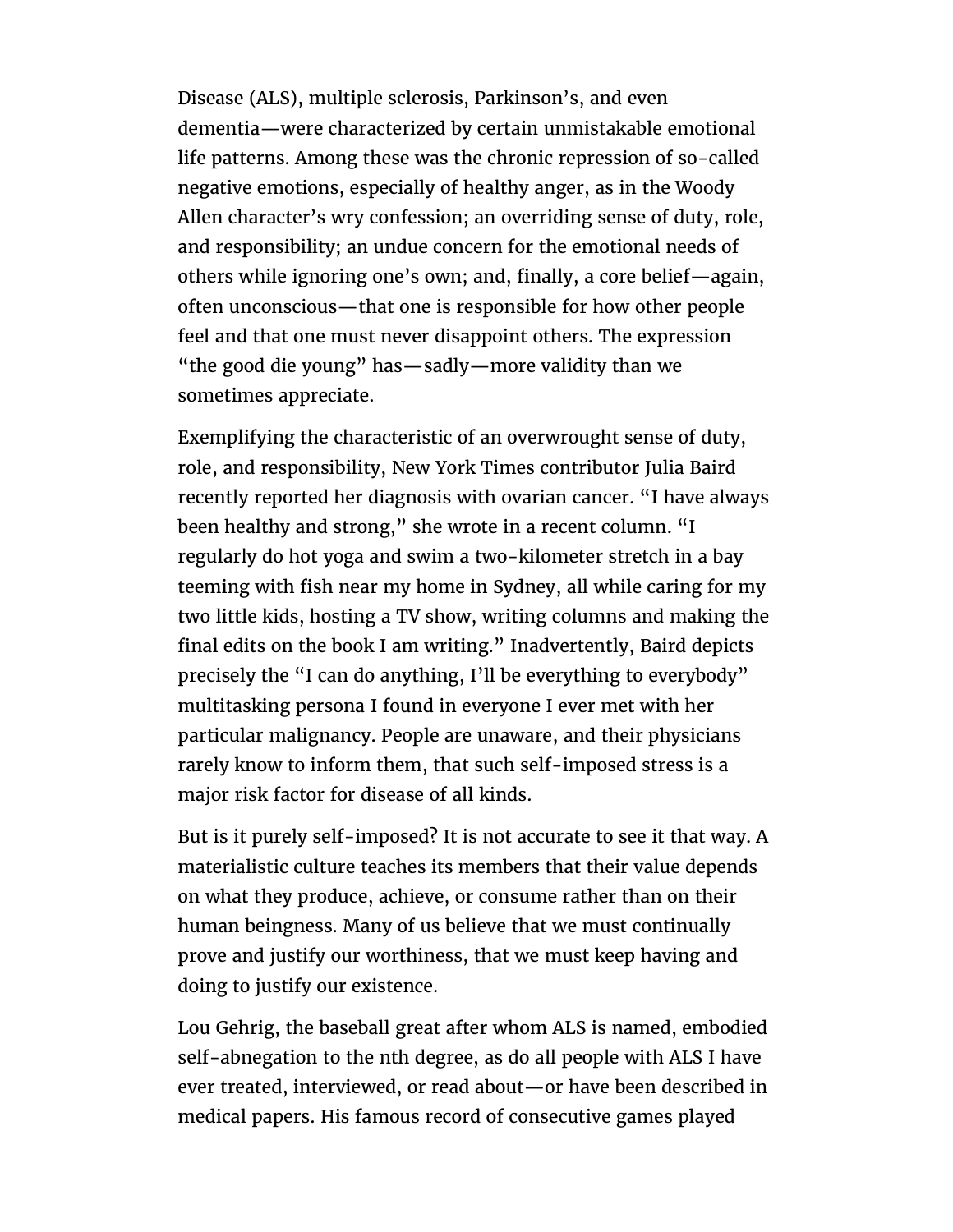Disease (ALS), multiple sclerosis, Parkinson's, and even dementia—were characterized by certain unmistakable emotional life patterns. Among these was the chronic repression of so-called negative emotions, especially of healthy anger, as in the Woody Allen character's wry confession; an overriding sense of duty, role, and responsibility; an undue concern for the emotional needs of others while ignoring one's own; and, finally, a core belief—again, often unconscious—that one is responsible for how other people feel and that one must never disappoint others. The expression "the good die young" has—sadly—more validity than we sometimes appreciate.

Exemplifying the characteristic of an overwrought sense of duty, role, and responsibility, New York Times contributor Julia Baird recently reported her diagnosis with ovarian cancer. "I have always been healthy and strong," she wrote in a recent column. "I regularly do hot yoga and swim a two-kilometer stretch in a bay teeming with fish near my home in Sydney, all while caring for my two little kids, hosting a TV show, writing columns and making the final edits on the book I am writing." Inadvertently, Baird depicts precisely the "I can do anything, I'll be everything to everybody" multitasking persona I found in everyone I ever met with her particular malignancy. People are unaware, and their physicians rarely know to inform them, that such self-imposed stress is a major risk factor for disease of all kinds.

But is it purely self-imposed? It is not accurate to see it that way. A materialistic culture teaches its members that their value depends on what they produce, achieve, or consume rather than on their human beingness. Many of us believe that we must continually prove and justify our worthiness, that we must keep having and doing to justify our existence.

Lou Gehrig, the baseball great after whom ALS is named, embodied self-abnegation to the nth degree, as do all people with ALS I have ever treated, interviewed, or read about—or have been described in medical papers. His famous record of consecutive games played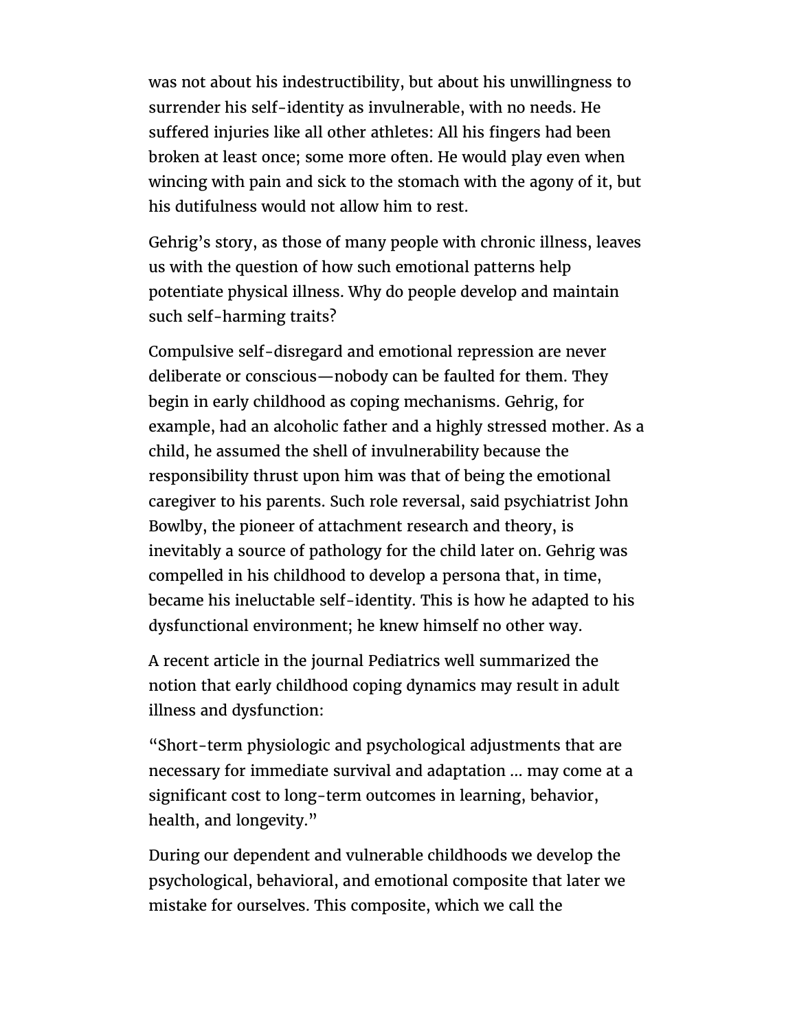was not about his indestructibility, but about his unwillingness to surrender his self-identity as invulnerable, with no needs. He suffered injuries like all other athletes: All his fingers had been broken at least once; some more often. He would play even when wincing with pain and sick to the stomach with the agony of it, but his dutifulness would not allow him to rest.

Gehrig's story, as those of many people with chronic illness, leaves us with the question of how such emotional patterns help potentiate physical illness. Why do people develop and maintain such self-harming traits?

Compulsive self-disregard and emotional repression are never deliberate or conscious—nobody can be faulted for them. They begin in early childhood as coping mechanisms. Gehrig, for example, had an alcoholic father and a highly stressed mother. As a child, he assumed the shell of invulnerability because the responsibility thrust upon him was that of being the emotional caregiver to his parents. Such role reversal, said psychiatrist John Bowlby, the pioneer of attachment research and theory, is inevitably a source of pathology for the child later on. Gehrig was compelled in his childhood to develop a persona that, in time, became his ineluctable self-identity. This is how he adapted to his dysfunctional environment; he knew himself no other way.

A recent article in the journal Pediatrics well summarized the notion that early childhood coping dynamics may result in adult illness and dysfunction:

"Short-term physiologic and psychological adjustments that are necessary for immediate survival and adaptation … may come at a significant cost to long-term outcomes in learning, behavior, health, and longevity."

During our dependent and vulnerable childhoods we develop the psychological, behavioral, and emotional composite that later we mistake for ourselves. This composite, which we call the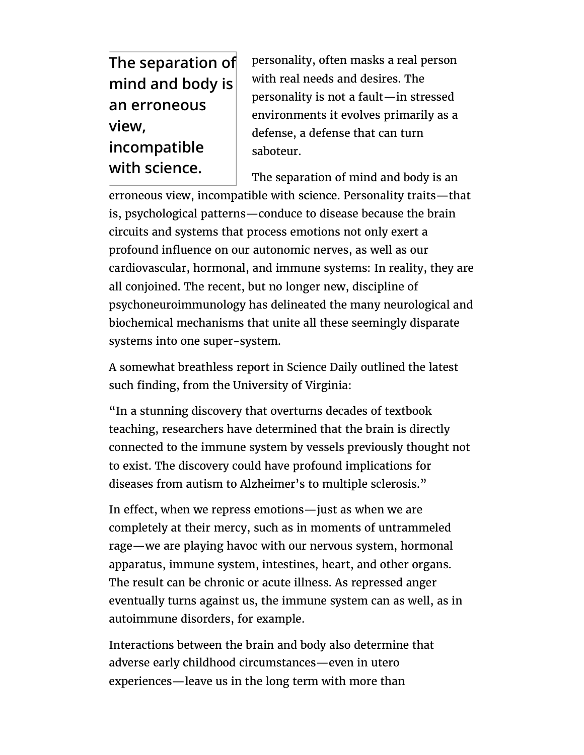> **The separation of mind and body is an erroneous view, incompatible with science.**

personality, often masks a real person with real needs and desires. The personality is not a fault—in stressed environments it evolves primarily as a defense, a defense that can turn saboteur.

The separation of mind and body is an erroneous view, incompatible with science. Personality traits—that is, psychological patterns—conduce to disease because the brain circuits and systems that process emotions not only exert a profound influence on our autonomic nerves, as well as our cardiovascular, hormonal, and immune systems: In reality, they are all conjoined. The recent, but no longer new, discipline of psychoneuroimmunology has delineated the many neurological and biochemical mechanisms that unite all these seemingly disparate systems into one super-system.

A somewhat breathless report in Science Daily outlined the latest such finding, from the University of Virginia:

"In a stunning discovery that overturns decades of textbook teaching, researchers have determined that the brain is directly connected to the immune system by vessels previously thought not to exist. The discovery could have profound implications for diseases from autism to Alzheimer's to multiple sclerosis."

In effect, when we repress emotions—just as when we are completely at their mercy, such as in moments of untrammeled rage—we are playing havoc with our nervous system, hormonal apparatus, immune system, intestines, heart, and other organs. The result can be chronic or acute illness. As repressed anger eventually turns against us, the immune system can as well, as in autoimmune disorders, for example.

Interactions between the brain and body also determine that adverse early childhood circumstances—even in utero experiences—leave us in the long term with more than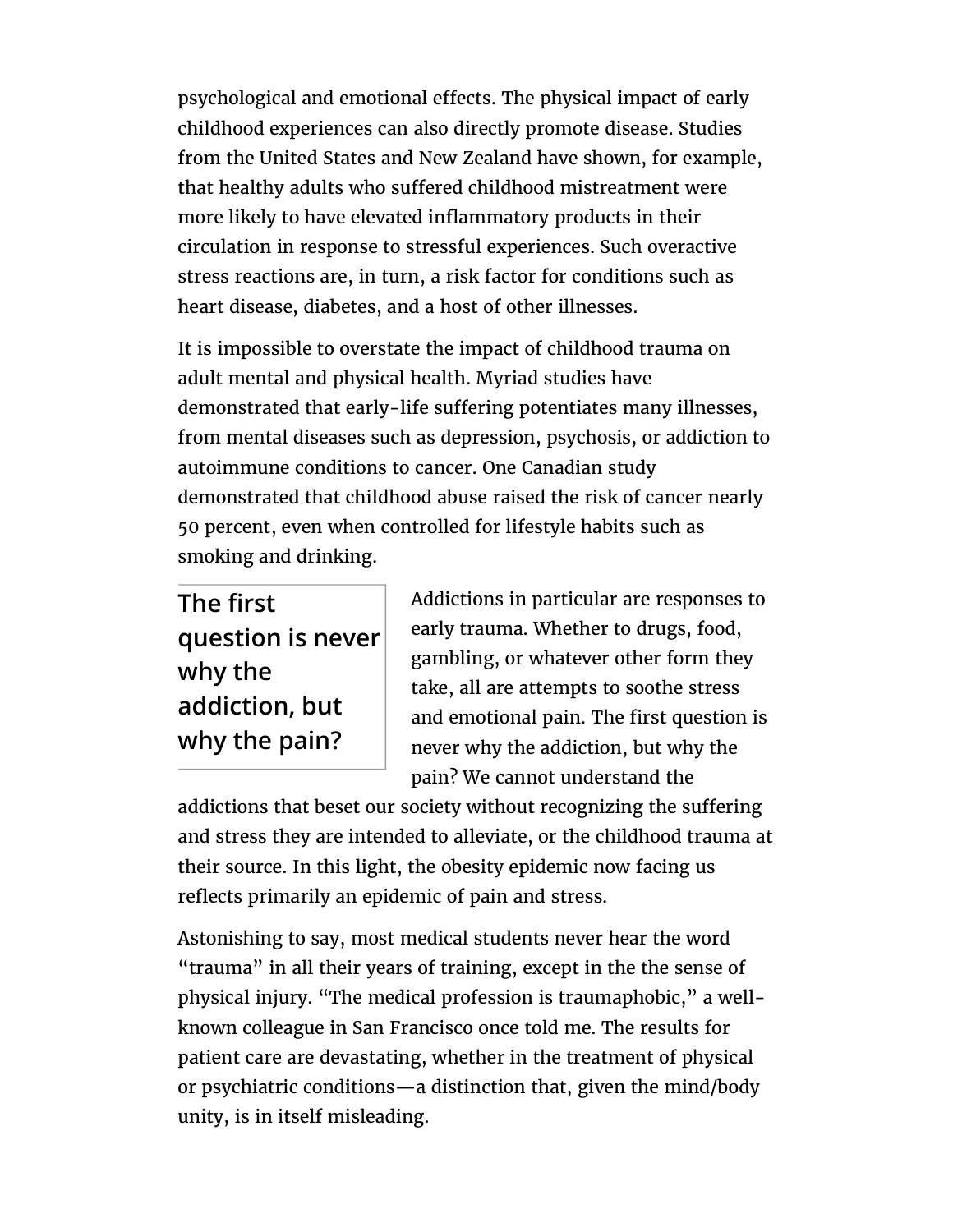psychological and emotional effects. The physical impact of early childhood experiences can also directly promote disease. Studies from the United States and New Zealand have shown, for example, that healthy adults who suffered childhood mistreatment were more likely to have elevated inflammatory products in their circulation in response to stressful experiences. Such overactive stress reactions are, in turn, a risk factor for conditions such as heart disease, diabetes, and a host of other illnesses.

It is impossible to overstate the impact of childhood trauma on adult mental and physical health. Myriad studies have demonstrated that early-life suffering potentiates many illnesses, from mental diseases such as depression, psychosis, or addiction to autoimmune conditions to cancer. One Canadian study demonstrated that childhood abuse raised the risk of cancer nearly 50 percent, even when controlled for lifestyle habits such as smoking and drinking.

> **The first question is never why the addiction, but why the pain?**

Addictions in particular are responses to early trauma. Whether to drugs, food, gambling, or whatever other form they take, all are attempts to soothe stress and emotional pain. The first question is never why the addiction, but why the pain? We cannot understand the addictions that beset our society without recognizing the suffering and stress they are intended to alleviate, or the childhood trauma at their source. In this light, the obesity epidemic now facing us reflects primarily an epidemic of pain and stress.

Astonishing to say, most medical students never hear the word "trauma" in all their years of training, except in the the sense of physical injury. "The medical profession is traumaphobic," a well-known colleague in San Francisco once told me. The results for patient care are devastating, whether in the treatment of physical or psychiatric conditions—a distinction that, given the mind/body unity, is in itself misleading.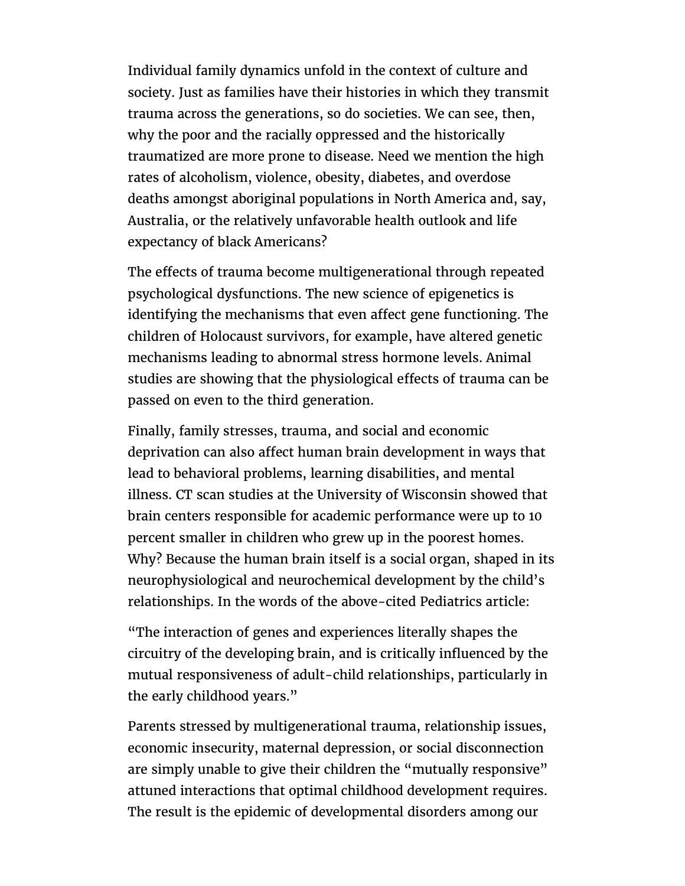Individual family dynamics unfold in the context of culture and society. Just as families have their histories in which they transmit trauma across the generations, so do societies. We can see, then, why the poor and the racially oppressed and the historically traumatized are more prone to disease. Need we mention the high rates of alcoholism, violence, obesity, diabetes, and overdose deaths amongst aboriginal populations in North America and, say, Australia, or the relatively unfavorable health outlook and life expectancy of black Americans?

The effects of trauma become multigenerational through repeated psychological dysfunctions. The new science of epigenetics is identifying the mechanisms that even affect gene functioning. The children of Holocaust survivors, for example, have altered genetic mechanisms leading to abnormal stress hormone levels. Animal studies are showing that the physiological effects of trauma can be passed on even to the third generation.

Finally, family stresses, trauma, and social and economic deprivation can also affect human brain development in ways that lead to behavioral problems, learning disabilities, and mental illness. CT scan studies at the University of Wisconsin showed that brain centers responsible for academic performance were up to 10 percent smaller in children who grew up in the poorest homes. Why? Because the human brain itself is a social organ, shaped in its neurophysiological and neurochemical development by the child's relationships. In the words of the above-cited Pediatrics article:

"The interaction of genes and experiences literally shapes the circuitry of the developing brain, and is critically influenced by the mutual responsiveness of adult-child relationships, particularly in the early childhood years."

Parents stressed by multigenerational trauma, relationship issues, economic insecurity, maternal depression, or social disconnection are simply unable to give their children the "mutually responsive" attuned interactions that optimal childhood development requires. The result is the epidemic of developmental disorders among our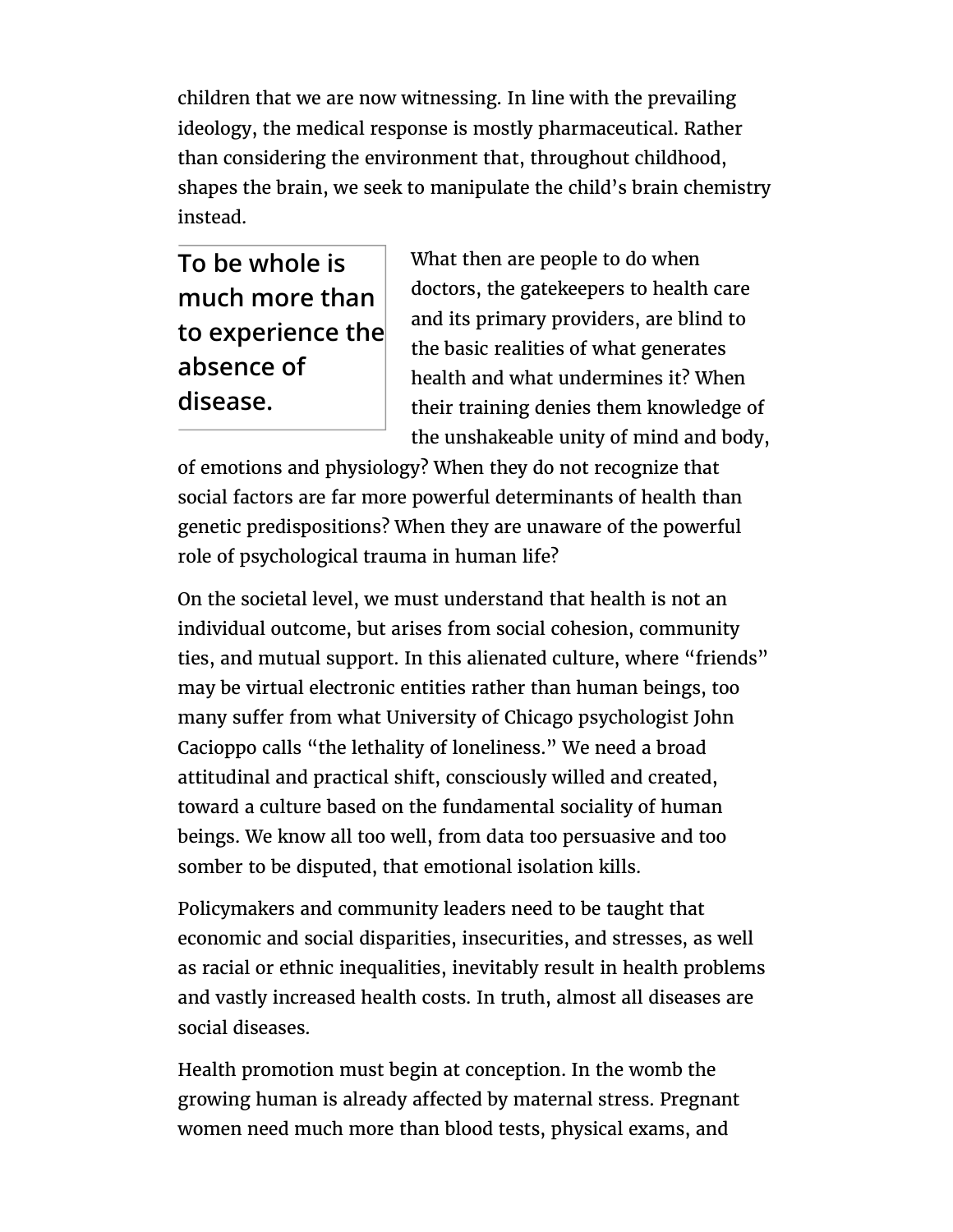children that we are now witnessing. In line with the prevailing ideology, the medical response is mostly pharmaceutical. Rather than considering the environment that, throughout childhood, shapes the brain, we seek to manipulate the child's brain chemistry instead.

> **To be whole is much more than to experience the absence of disease.**

What then are people to do when doctors, the gatekeepers to health care and its primary providers, are blind to the basic realities of what generates health and what undermines it? When their training denies them knowledge of the unshakeable unity of mind and body, of emotions and physiology? When they do not recognize that social factors are far more powerful determinants of health than genetic predispositions? When they are unaware of the powerful role of psychological trauma in human life?

On the societal level, we must understand that health is not an individual outcome, but arises from social cohesion, community ties, and mutual support. In this alienated culture, where "friends" may be virtual electronic entities rather than human beings, too many suffer from what University of Chicago psychologist John Cacioppo calls "the lethality of loneliness." We need a broad attitudinal and practical shift, consciously willed and created, toward a culture based on the fundamental sociality of human beings. We know all too well, from data too persuasive and too somber to be disputed, that emotional isolation kills.

Policymakers and community leaders need to be taught that economic and social disparities, insecurities, and stresses, as well as racial or ethnic inequalities, inevitably result in health problems and vastly increased health costs. In truth, almost all diseases are social diseases.

Health promotion must begin at conception. In the womb the growing human is already affected by maternal stress. Pregnant women need much more than blood tests, physical exams, and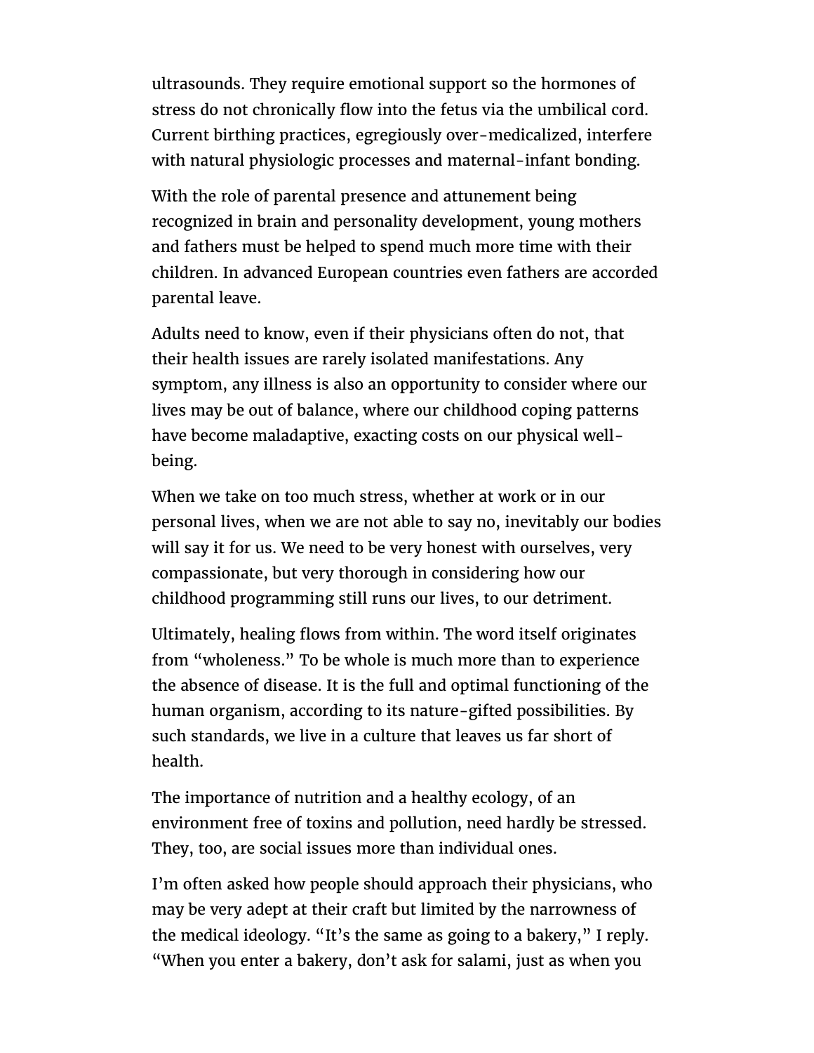ultrasounds. They require emotional support so the hormones of stress do not chronically flow into the fetus via the umbilical cord. Current birthing practices, egregiously over-medicalized, interfere with natural physiologic processes and maternal-infant bonding.

With the role of parental presence and attunement being recognized in brain and personality development, young mothers and fathers must be helped to spend much more time with their children. In advanced European countries even fathers are accorded parental leave.

Adults need to know, even if their physicians often do not, that their health issues are rarely isolated manifestations. Any symptom, any illness is also an opportunity to consider where our lives may be out of balance, where our childhood coping patterns have become maladaptive, exacting costs on our physical well-being.

When we take on too much stress, whether at work or in our personal lives, when we are not able to say no, inevitably our bodies will say it for us. We need to be very honest with ourselves, very compassionate, but very thorough in considering how our childhood programming still runs our lives, to our detriment.

Ultimately, healing flows from within. The word itself originates from "wholeness." To be whole is much more than to experience the absence of disease. It is the full and optimal functioning of the human organism, according to its nature-gifted possibilities. By such standards, we live in a culture that leaves us far short of health.

The importance of nutrition and a healthy ecology, of an environment free of toxins and pollution, need hardly be stressed. They, too, are social issues more than individual ones.

I'm often asked how people should approach their physicians, who may be very adept at their craft but limited by the narrowness of the medical ideology. "It's the same as going to a bakery," I reply. "When you enter a bakery, don't ask for salami, just as when you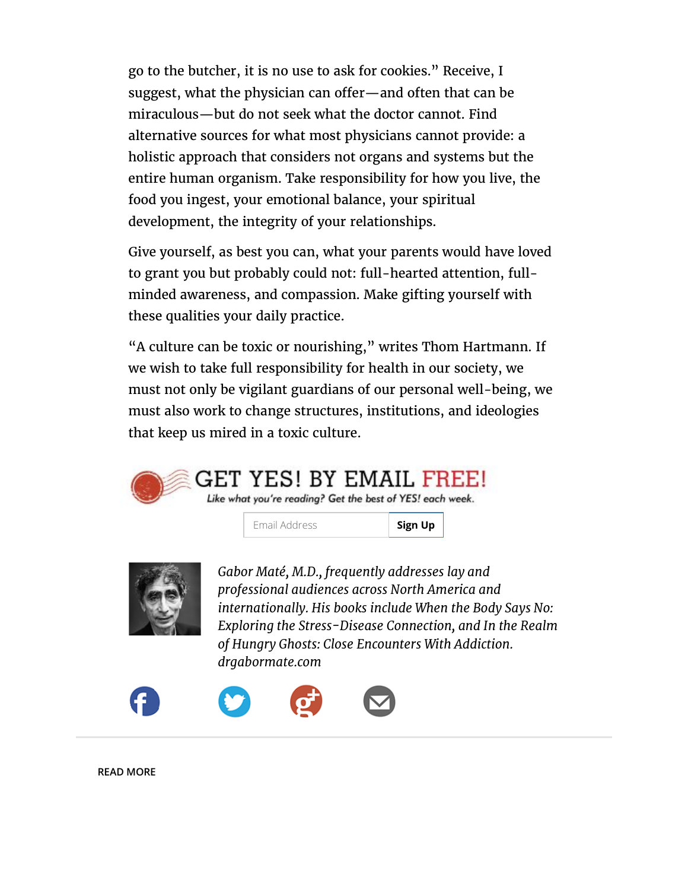go to the butcher, it is no use to ask for cookies." Receive, I suggest, what the physician can offer—and often that can be miraculous—but do not seek what the doctor cannot. Find alternative sources for what most physicians cannot provide: a holistic approach that considers not organs and systems but the entire human organism. Take responsibility for how you live, the food you ingest, your emotional balance, your spiritual development, the integrity of your relationships.

Give yourself, as best you can, what your parents would have loved to grant you but probably could not: full-hearted attention, full-minded awareness, and compassion. Make gifting yourself with these qualities your daily practice.

"A culture can be toxic or nourishing," writes Thom Hartmann. If we wish to take full responsibility for health in our society, we must not only be vigilant guardians of our personal well-being, we must also work to change structures, institutions, and ideologies that keep us mired in a toxic culture.

GET YES! BY EMAIL FREE!

*Like what you're reading? Get the best of YES! each week.*

Email Address | Sign Up

*Gabor Maté, M.D., frequently addresses lay and professional audiences across North America and internationally. His books include When the Body Says No: Exploring the Stress-Disease Connection, and In the Realm of Hungry Ghosts: Close Encounters With Addiction. drgabormate.com*

READ MORE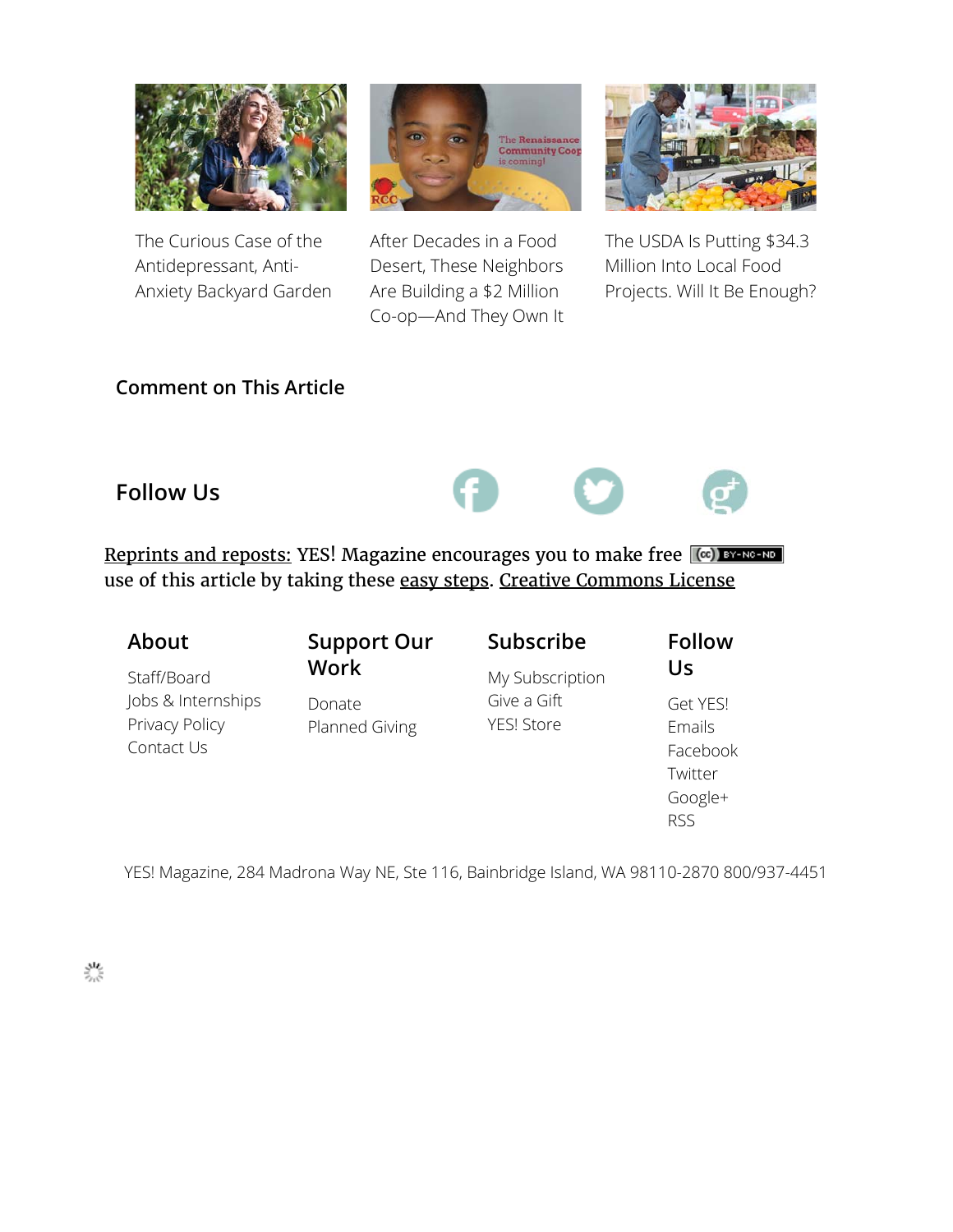The Curious Case of the Antidepressant, Anti-Anxiety Backyard Garden

After Decades in a Food Desert, These Neighbors Are Building a $2 Million Co-op—And They Own It

The USDA Is Putting $34.3 Million Into Local Food Projects. Will It Be Enough?

## Comment on This Article

## Follow Us

Reprints and reposts: YES! Magazine encourages you to make free use of this article by taking these easy steps. Creative Commons License

### About

Staff/Board
Jobs & Internships
Privacy Policy
Contact Us

### Support Our Work

Donate
Planned Giving

### Subscribe

My Subscription
Give a Gift
YES! Store

### Follow Us

Get YES! Emails
Facebook
Twitter
Google+
RSS

YES! Magazine, 284 Madrona Way NE, Ste 116, Bainbridge Island, WA 98110-2870 800/937-4451